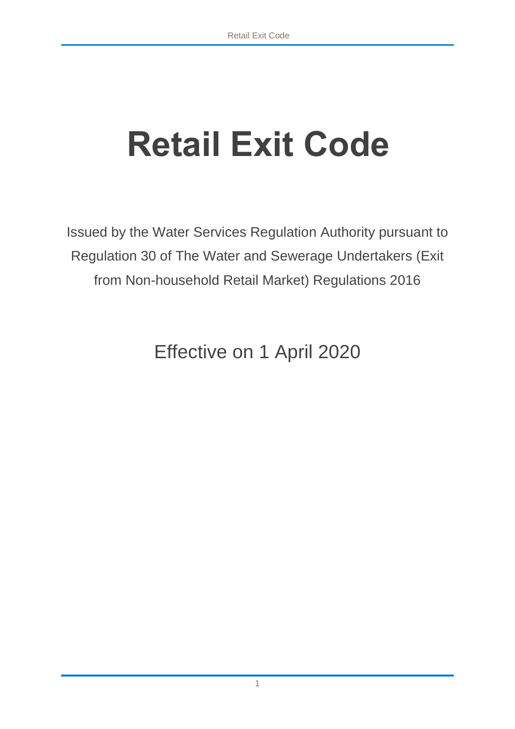# Retail Exit Code

Issued by the Water Services Regulation Authority pursuant to Regulation 30 of The Water and Sewerage Undertakers (Exit from Non-household Retail Market) Regulations 2016

Effective on 1 April 2020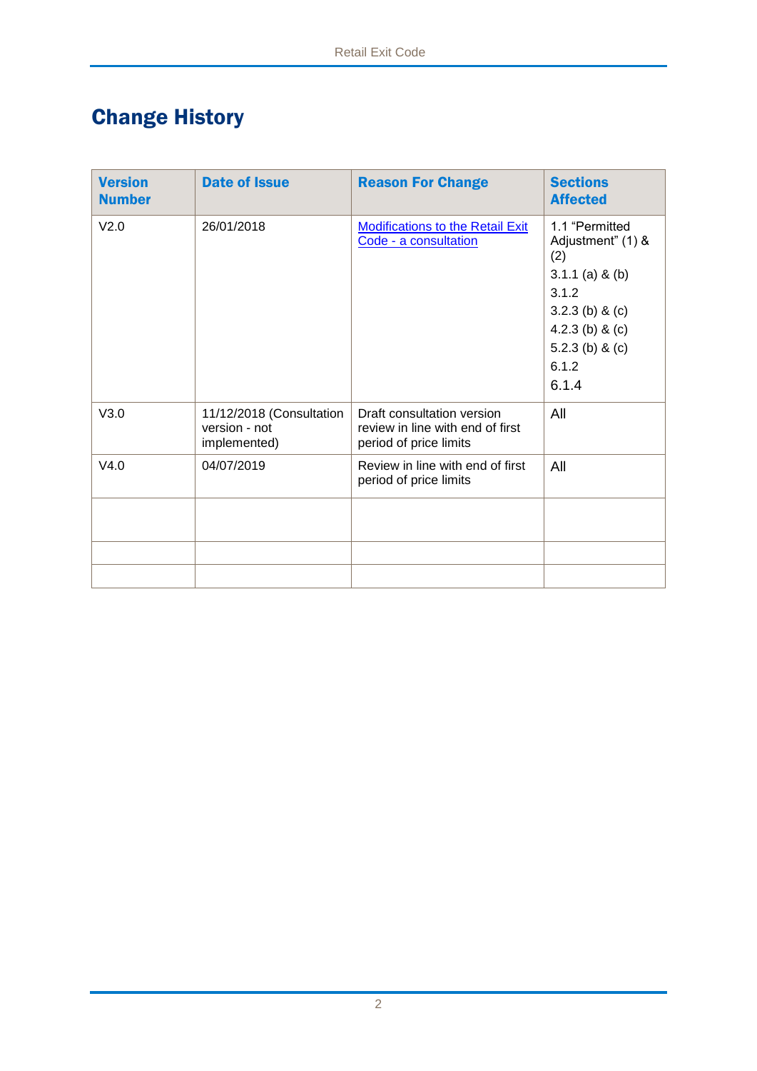# Change History

| Version Number | Date of Issue | Reason For Change | Sections Affected |
|---|---|---|---|
| V2.0 | 26/01/2018 | Modifications to the Retail Exit Code - a consultation | 1.1 “Permitted Adjustment” (1) & (2)<br>3.1.1 (a) & (b)<br>3.1.2<br>3.2.3 (b) & (c)<br>4.2.3 (b) & (c)<br>5.2.3 (b) & (c)<br>6.1.2<br>6.1.4 |
| V3.0 | 11/12/2018 (Consultation version - not implemented) | Draft consultation version review in line with end of first period of price limits | All |
| V4.0 | 04/07/2019 | Review in line with end of first period of price limits | All |
| | | | |
| | | | |
| | | | |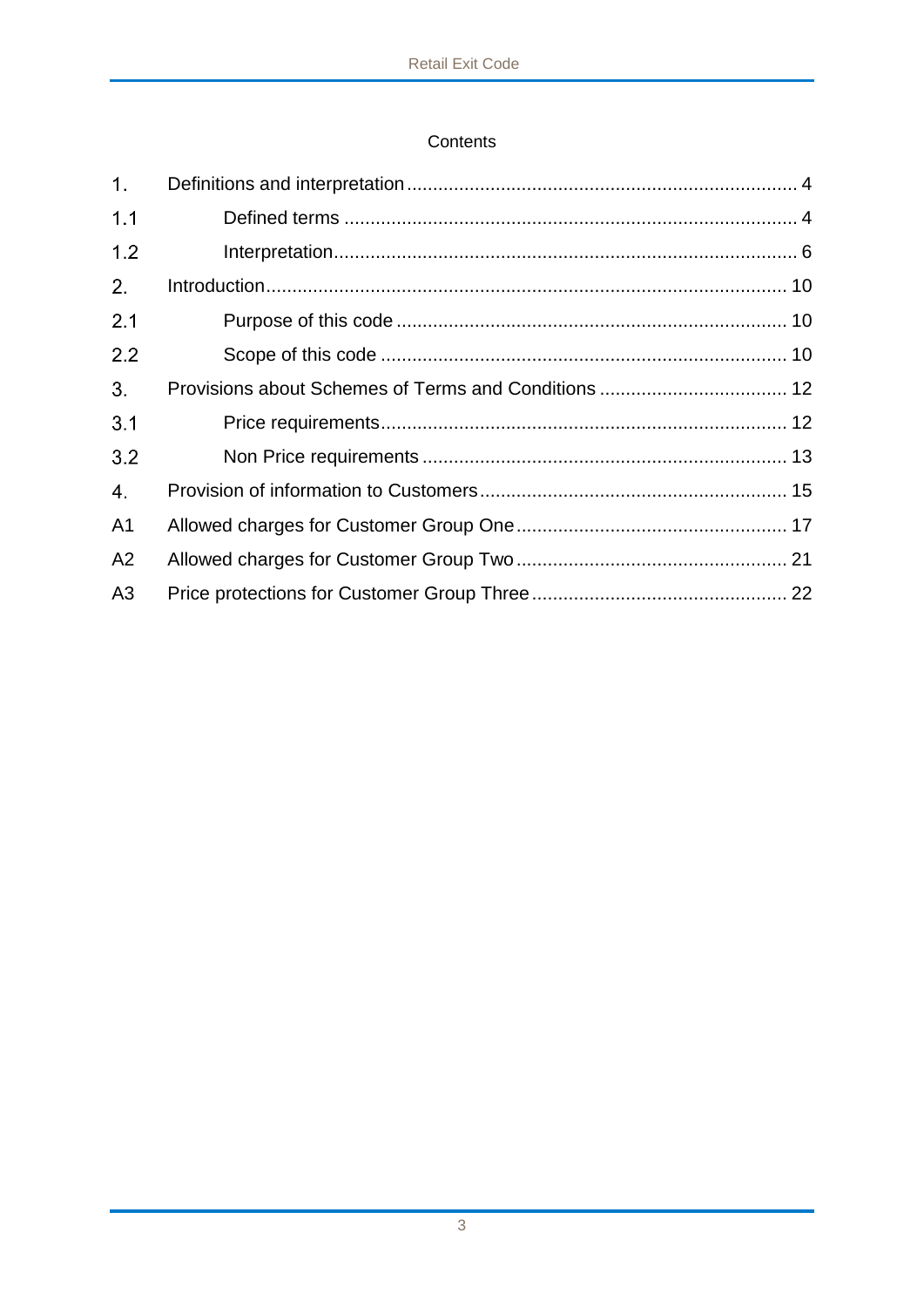Contents

| | | |
|---|---|---|
| 1. | Definitions and interpretation | 4 |
| 1.1 | Defined terms | 4 |
| 1.2 | Interpretation | 6 |
| 2. | Introduction | 10 |
| 2.1 | Purpose of this code | 10 |
| 2.2 | Scope of this code | 10 |
| 3. | Provisions about Schemes of Terms and Conditions | 12 |
| 3.1 | Price requirements | 12 |
| 3.2 | Non Price requirements | 13 |
| 4. | Provision of information to Customers | 15 |
| A1 | Allowed charges for Customer Group One | 17 |
| A2 | Allowed charges for Customer Group Two | 21 |
| A3 | Price protections for Customer Group Three | 22 |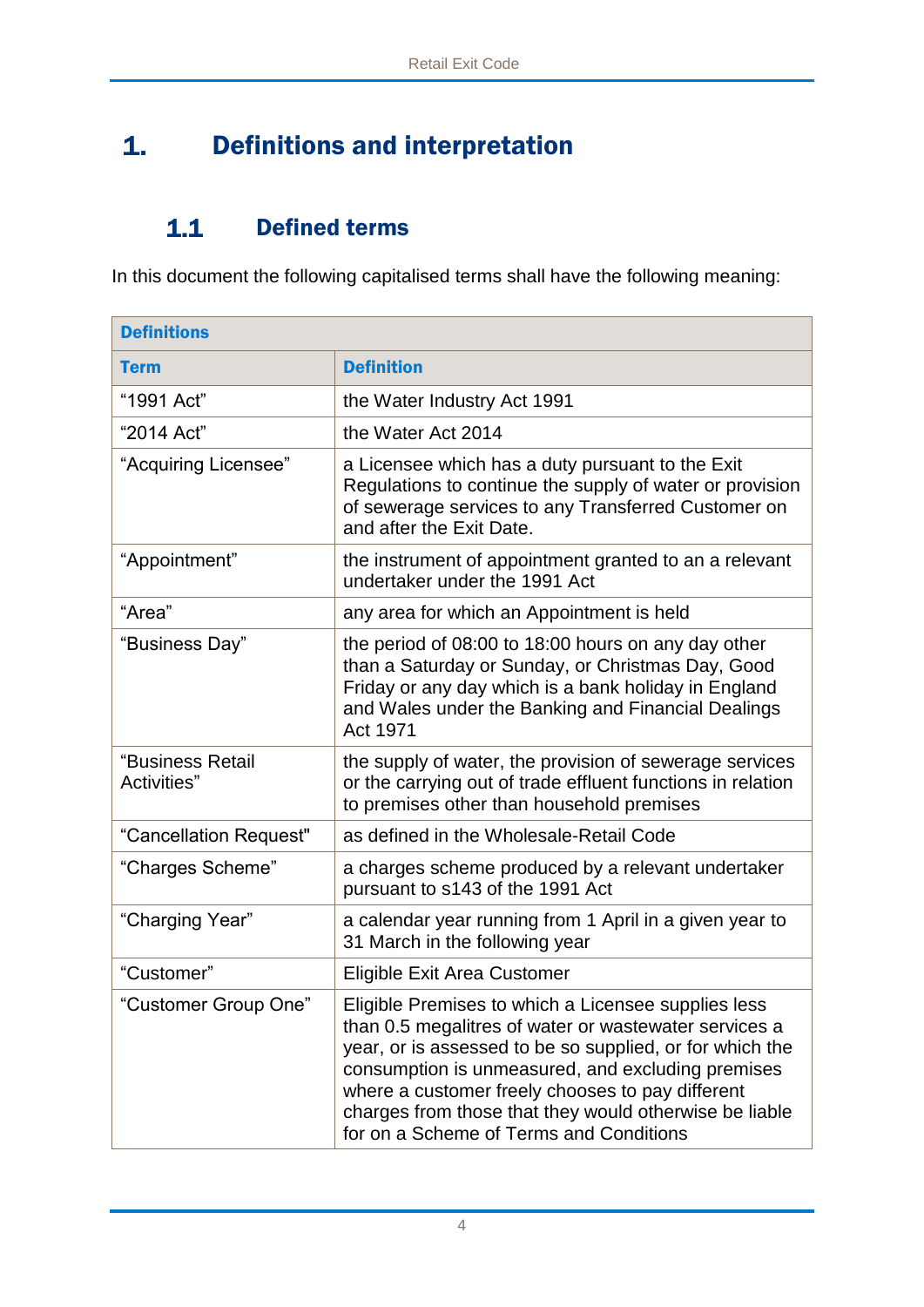# 1. Definitions and interpretation

## 1.1 Defined terms

In this document the following capitalised terms shall have the following meaning:

| Definitions | |
|---|---|
| **Term** | **Definition** |
| "1991 Act" | the Water Industry Act 1991 |
| "2014 Act" | the Water Act 2014 |
| "Acquiring Licensee" | a Licensee which has a duty pursuant to the Exit Regulations to continue the supply of water or provision of sewerage services to any Transferred Customer on and after the Exit Date. |
| "Appointment" | the instrument of appointment granted to an a relevant undertaker under the 1991 Act |
| "Area" | any area for which an Appointment is held |
| "Business Day" | the period of 08:00 to 18:00 hours on any day other than a Saturday or Sunday, or Christmas Day, Good Friday or any day which is a bank holiday in England and Wales under the Banking and Financial Dealings Act 1971 |
| "Business Retail Activities" | the supply of water, the provision of sewerage services or the carrying out of trade effluent functions in relation to premises other than household premises |
| "Cancellation Request" | as defined in the Wholesale-Retail Code |
| "Charges Scheme" | a charges scheme produced by a relevant undertaker pursuant to s143 of the 1991 Act |
| "Charging Year" | a calendar year running from 1 April in a given year to 31 March in the following year |
| "Customer" | Eligible Exit Area Customer |
| "Customer Group One" | Eligible Premises to which a Licensee supplies less than 0.5 megalitres of water or wastewater services a year, or is assessed to be so supplied, or for which the consumption is unmeasured, and excluding premises where a customer freely chooses to pay different charges from those that they would otherwise be liable for on a Scheme of Terms and Conditions |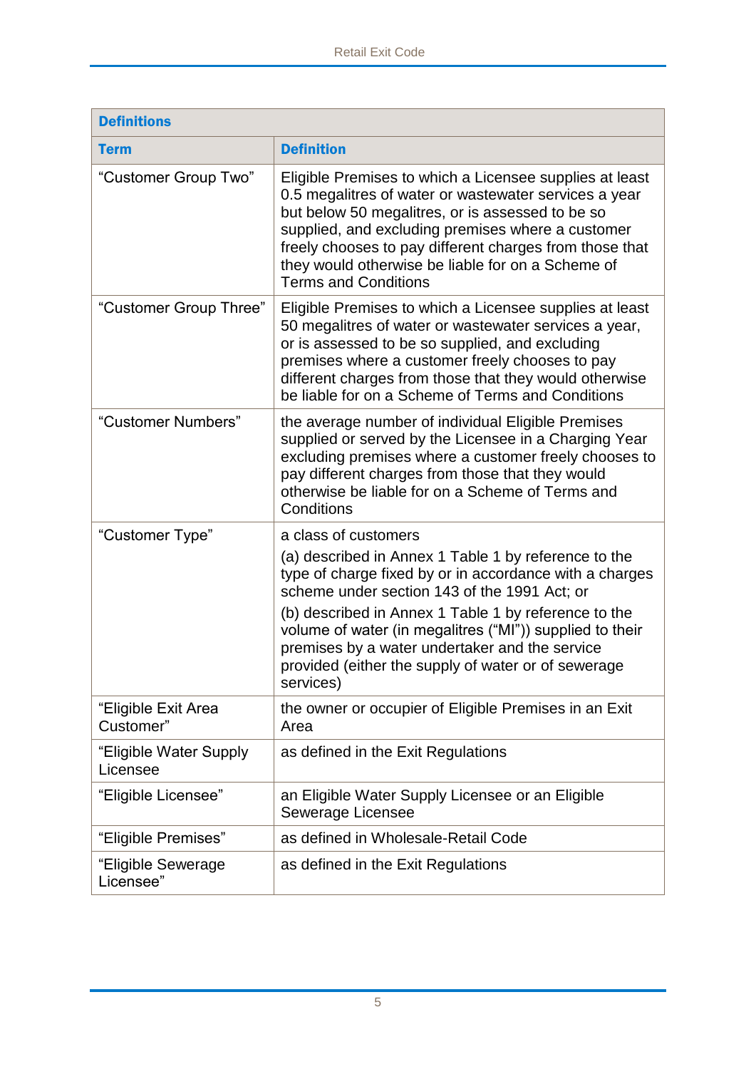| Definitions | |
|---|---|
| **Term** | **Definition** |
| "Customer Group Two" | Eligible Premises to which a Licensee supplies at least 0.5 megalitres of water or wastewater services a year but below 50 megalitres, or is assessed to be so supplied, and excluding premises where a customer freely chooses to pay different charges from those that they would otherwise be liable for on a Scheme of Terms and Conditions |
| "Customer Group Three" | Eligible Premises to which a Licensee supplies at least 50 megalitres of water or wastewater services a year, or is assessed to be so supplied, and excluding premises where a customer freely chooses to pay different charges from those that they would otherwise be liable for on a Scheme of Terms and Conditions |
| "Customer Numbers" | the average number of individual Eligible Premises supplied or served by the Licensee in a Charging Year excluding premises where a customer freely chooses to pay different charges from those that they would otherwise be liable for on a Scheme of Terms and Conditions |
| "Customer Type" | a class of customers<br>(a) described in Annex 1 Table 1 by reference to the type of charge fixed by or in accordance with a charges scheme under section 143 of the 1991 Act; or<br>(b) described in Annex 1 Table 1 by reference to the volume of water (in megalitres ("Ml")) supplied to their premises by a water undertaker and the service provided (either the supply of water or of sewerage services) |
| "Eligible Exit Area Customer" | the owner or occupier of Eligible Premises in an Exit Area |
| "Eligible Water Supply Licensee | as defined in the Exit Regulations |
| "Eligible Licensee" | an Eligible Water Supply Licensee or an Eligible Sewerage Licensee |
| "Eligible Premises" | as defined in Wholesale-Retail Code |
| "Eligible Sewerage Licensee" | as defined in the Exit Regulations |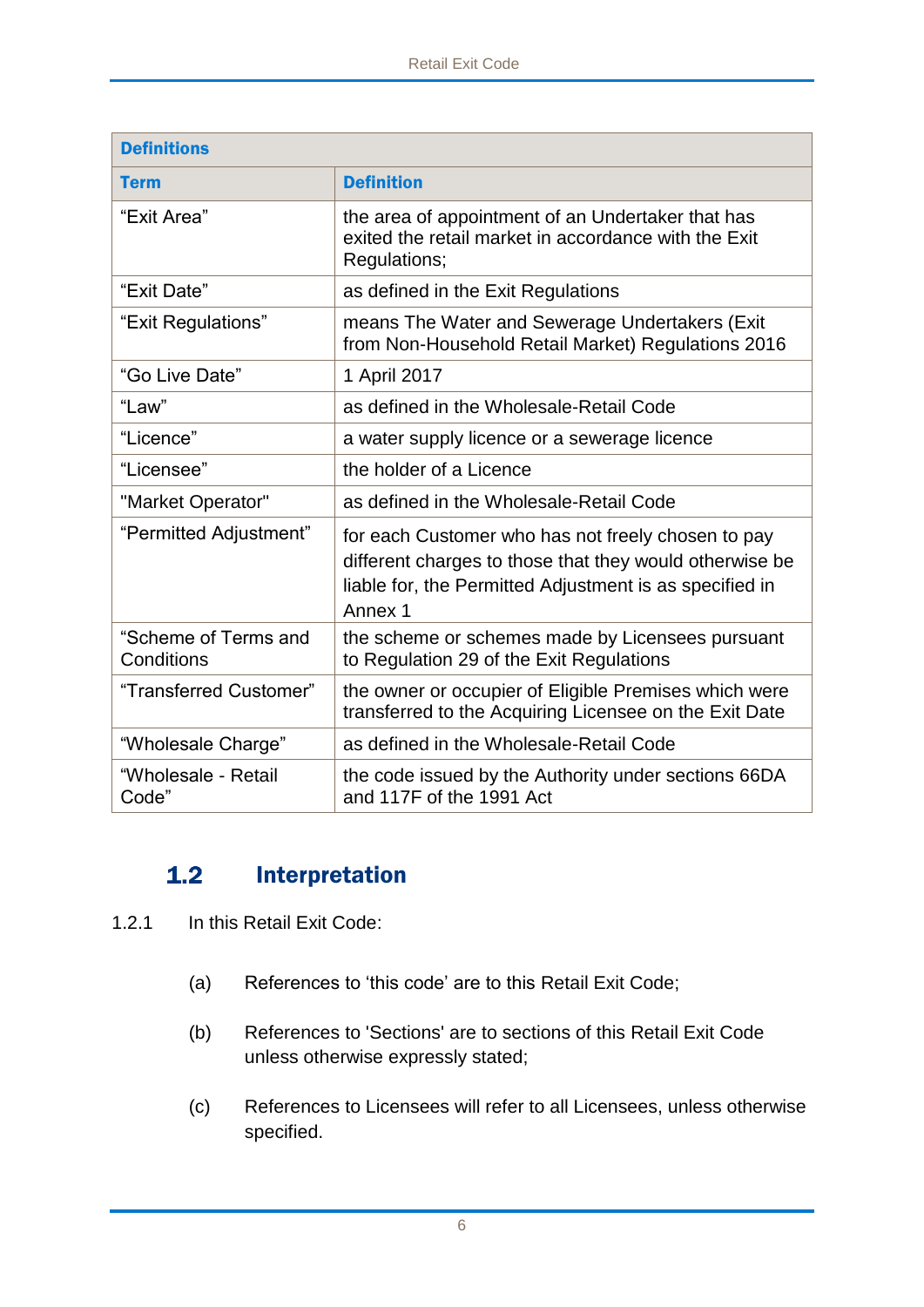| Definitions | |
|---|---|
| **Term** | **Definition** |
| “Exit Area” | the area of appointment of an Undertaker that has exited the retail market in accordance with the Exit Regulations; |
| “Exit Date” | as defined in the Exit Regulations |
| “Exit Regulations” | means The Water and Sewerage Undertakers (Exit from Non-Household Retail Market) Regulations 2016 |
| “Go Live Date” | 1 April 2017 |
| “Law” | as defined in the Wholesale-Retail Code |
| “Licence” | a water supply licence or a sewerage licence |
| “Licensee” | the holder of a Licence |
| "Market Operator" | as defined in the Wholesale-Retail Code |
| “Permitted Adjustment” | for each Customer who has not freely chosen to pay different charges to those that they would otherwise be liable for, the Permitted Adjustment is as specified in Annex 1 |
| “Scheme of Terms and Conditions | the scheme or schemes made by Licensees pursuant to Regulation 29 of the Exit Regulations |
| “Transferred Customer” | the owner or occupier of Eligible Premises which were transferred to the Acquiring Licensee on the Exit Date |
| “Wholesale Charge” | as defined in the Wholesale-Retail Code |
| “Wholesale - Retail Code” | the code issued by the Authority under sections 66DA and 117F of the 1991 Act |

## 1.2 Interpretation

1.2.1 In this Retail Exit Code:

(a) References to ‘this code’ are to this Retail Exit Code;

(b) References to 'Sections' are to sections of this Retail Exit Code unless otherwise expressly stated;

(c) References to Licensees will refer to all Licensees, unless otherwise specified.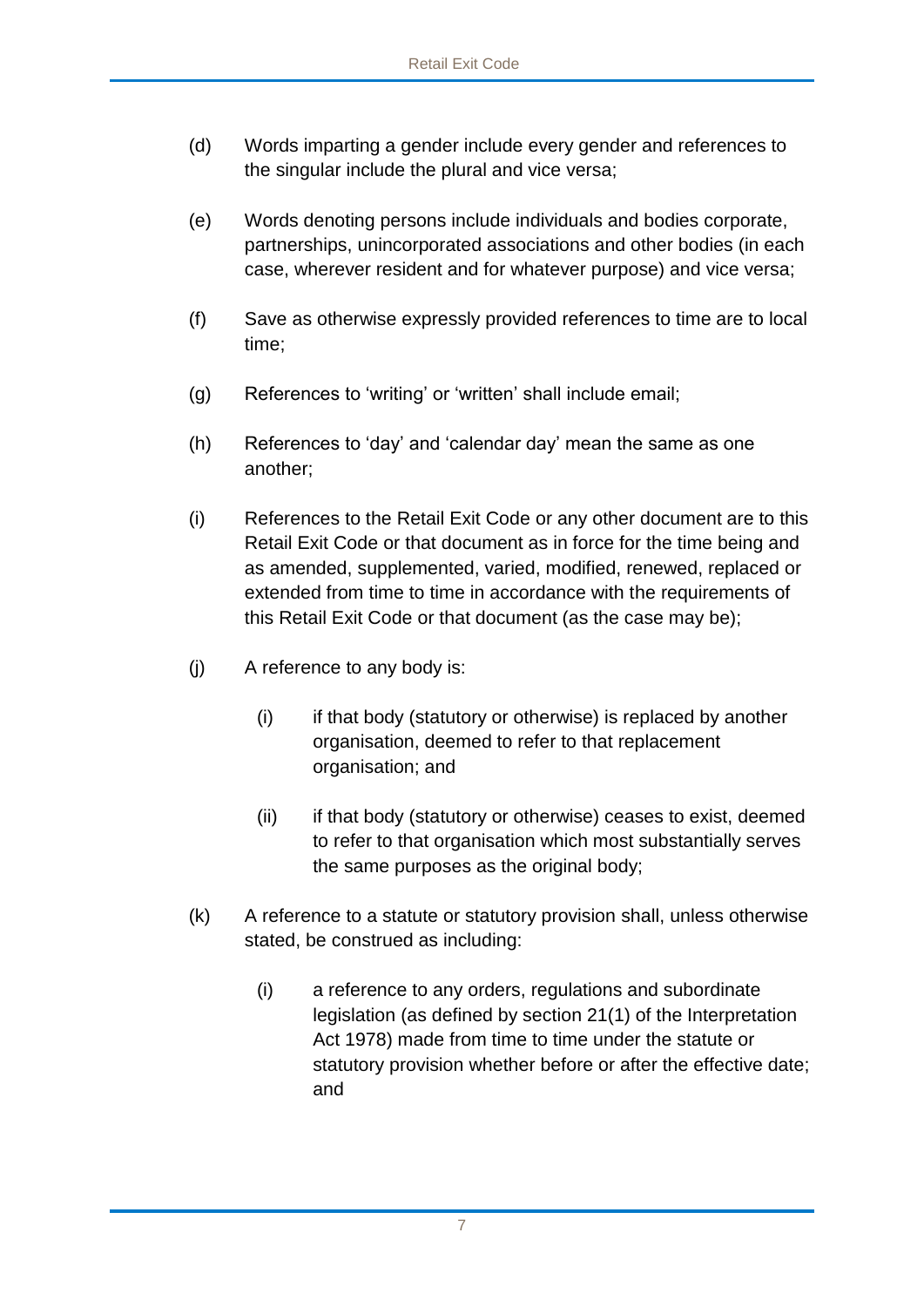(d) Words imparting a gender include every gender and references to the singular include the plural and vice versa;

(e) Words denoting persons include individuals and bodies corporate, partnerships, unincorporated associations and other bodies (in each case, wherever resident and for whatever purpose) and vice versa;

(f) Save as otherwise expressly provided references to time are to local time;

(g) References to 'writing' or 'written' shall include email;

(h) References to 'day' and 'calendar day' mean the same as one another;

(i) References to the Retail Exit Code or any other document are to this Retail Exit Code or that document as in force for the time being and as amended, supplemented, varied, modified, renewed, replaced or extended from time to time in accordance with the requirements of this Retail Exit Code or that document (as the case may be);

(j) A reference to any body is:

 (i) if that body (statutory or otherwise) is replaced by another organisation, deemed to refer to that replacement organisation; and

 (ii) if that body (statutory or otherwise) ceases to exist, deemed to refer to that organisation which most substantially serves the same purposes as the original body;

(k) A reference to a statute or statutory provision shall, unless otherwise stated, be construed as including:

 (i) a reference to any orders, regulations and subordinate legislation (as defined by section 21(1) of the Interpretation Act 1978) made from time to time under the statute or statutory provision whether before or after the effective date; and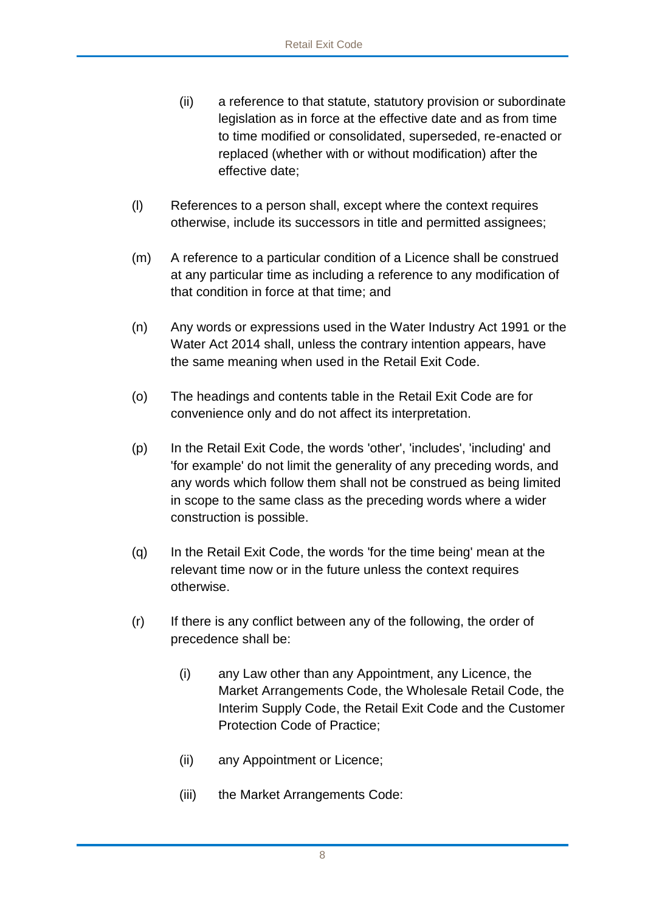(ii) a reference to that statute, statutory provision or subordinate legislation as in force at the effective date and as from time to time modified or consolidated, superseded, re-enacted or replaced (whether with or without modification) after the effective date;

(l) References to a person shall, except where the context requires otherwise, include its successors in title and permitted assignees;

(m) A reference to a particular condition of a Licence shall be construed at any particular time as including a reference to any modification of that condition in force at that time; and

(n) Any words or expressions used in the Water Industry Act 1991 or the Water Act 2014 shall, unless the contrary intention appears, have the same meaning when used in the Retail Exit Code.

(o) The headings and contents table in the Retail Exit Code are for convenience only and do not affect its interpretation.

(p) In the Retail Exit Code, the words 'other', 'includes', 'including' and 'for example' do not limit the generality of any preceding words, and any words which follow them shall not be construed as being limited in scope to the same class as the preceding words where a wider construction is possible.

(q) In the Retail Exit Code, the words 'for the time being' mean at the relevant time now or in the future unless the context requires otherwise.

(r) If there is any conflict between any of the following, the order of precedence shall be:

   (i) any Law other than any Appointment, any Licence, the Market Arrangements Code, the Wholesale Retail Code, the Interim Supply Code, the Retail Exit Code and the Customer Protection Code of Practice;

   (ii) any Appointment or Licence;

   (iii) the Market Arrangements Code: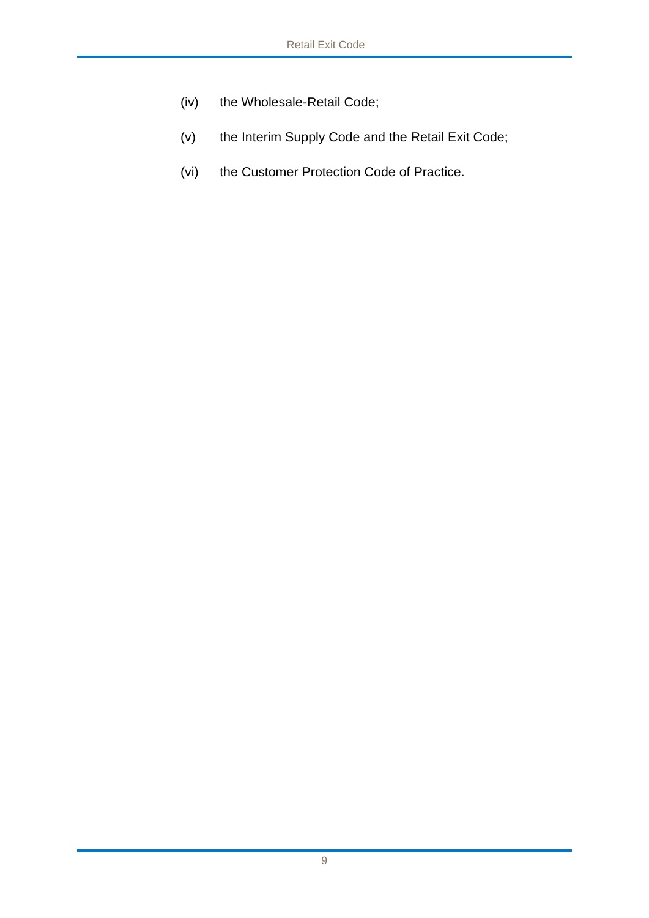(iv) the Wholesale-Retail Code;

(v) the Interim Supply Code and the Retail Exit Code;

(vi) the Customer Protection Code of Practice.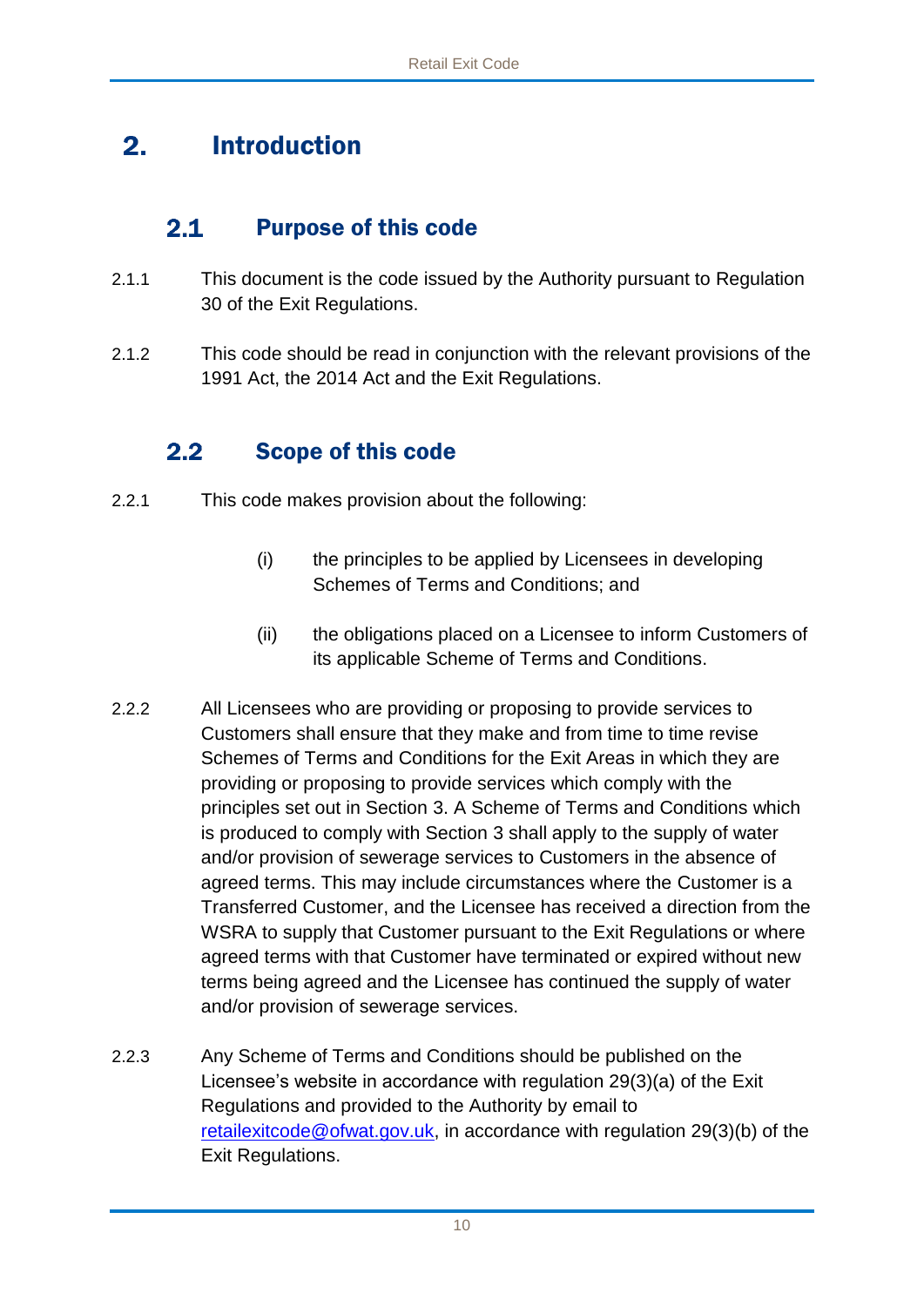# 2. Introduction

## 2.1 Purpose of this code

2.1.1 This document is the code issued by the Authority pursuant to Regulation 30 of the Exit Regulations.

2.1.2 This code should be read in conjunction with the relevant provisions of the 1991 Act, the 2014 Act and the Exit Regulations.

## 2.2 Scope of this code

2.2.1 This code makes provision about the following:

(i) the principles to be applied by Licensees in developing Schemes of Terms and Conditions; and

(ii) the obligations placed on a Licensee to inform Customers of its applicable Scheme of Terms and Conditions.

2.2.2 All Licensees who are providing or proposing to provide services to Customers shall ensure that they make and from time to time revise Schemes of Terms and Conditions for the Exit Areas in which they are providing or proposing to provide services which comply with the principles set out in Section 3. A Scheme of Terms and Conditions which is produced to comply with Section 3 shall apply to the supply of water and/or provision of sewerage services to Customers in the absence of agreed terms. This may include circumstances where the Customer is a Transferred Customer, and the Licensee has received a direction from the WSRA to supply that Customer pursuant to the Exit Regulations or where agreed terms with that Customer have terminated or expired without new terms being agreed and the Licensee has continued the supply of water and/or provision of sewerage services.

2.2.3 Any Scheme of Terms and Conditions should be published on the Licensee's website in accordance with regulation 29(3)(a) of the Exit Regulations and provided to the Authority by email to retailexitcode@ofwat.gov.uk, in accordance with regulation 29(3)(b) of the Exit Regulations.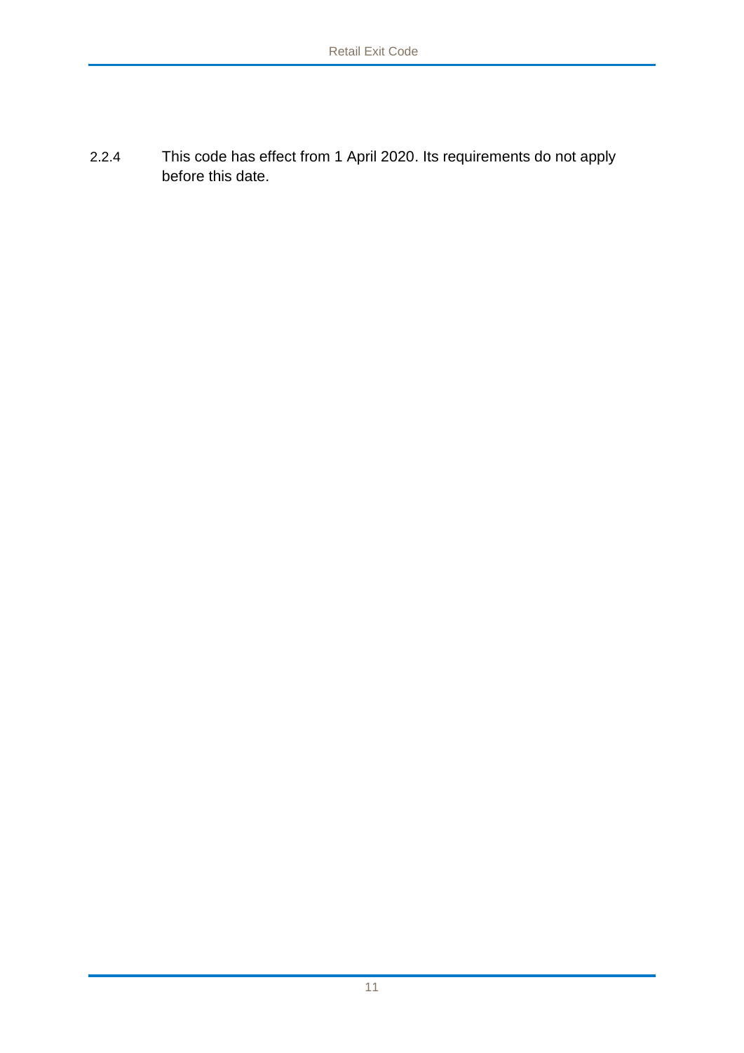2.2.4 This code has effect from 1 April 2020. Its requirements do not apply before this date.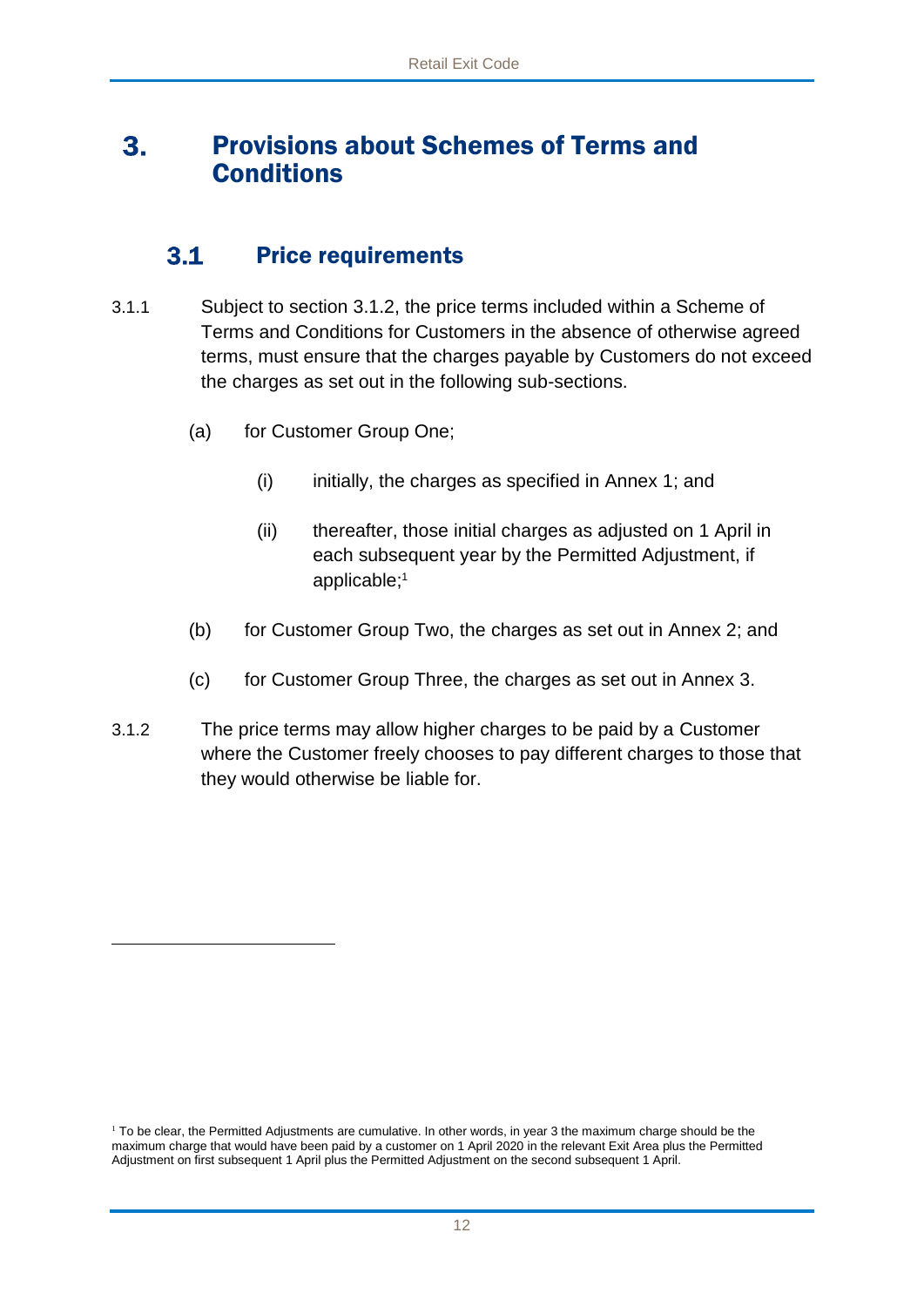# 3. Provisions about Schemes of Terms and Conditions

## 3.1 Price requirements

3.1.1 Subject to section 3.1.2, the price terms included within a Scheme of Terms and Conditions for Customers in the absence of otherwise agreed terms, must ensure that the charges payable by Customers do not exceed the charges as set out in the following sub-sections.

(a) for Customer Group One;

(i) initially, the charges as specified in Annex 1; and

(ii) thereafter, those initial charges as adjusted on 1 April in each subsequent year by the Permitted Adjustment, if applicable;[1]

(b) for Customer Group Two, the charges as set out in Annex 2; and

(c) for Customer Group Three, the charges as set out in Annex 3.

3.1.2 The price terms may allow higher charges to be paid by a Customer where the Customer freely chooses to pay different charges to those that they would otherwise be liable for.

---

[1] To be clear, the Permitted Adjustments are cumulative. In other words, in year 3 the maximum charge should be the maximum charge that would have been paid by a customer on 1 April 2020 in the relevant Exit Area plus the Permitted Adjustment on first subsequent 1 April plus the Permitted Adjustment on the second subsequent 1 April.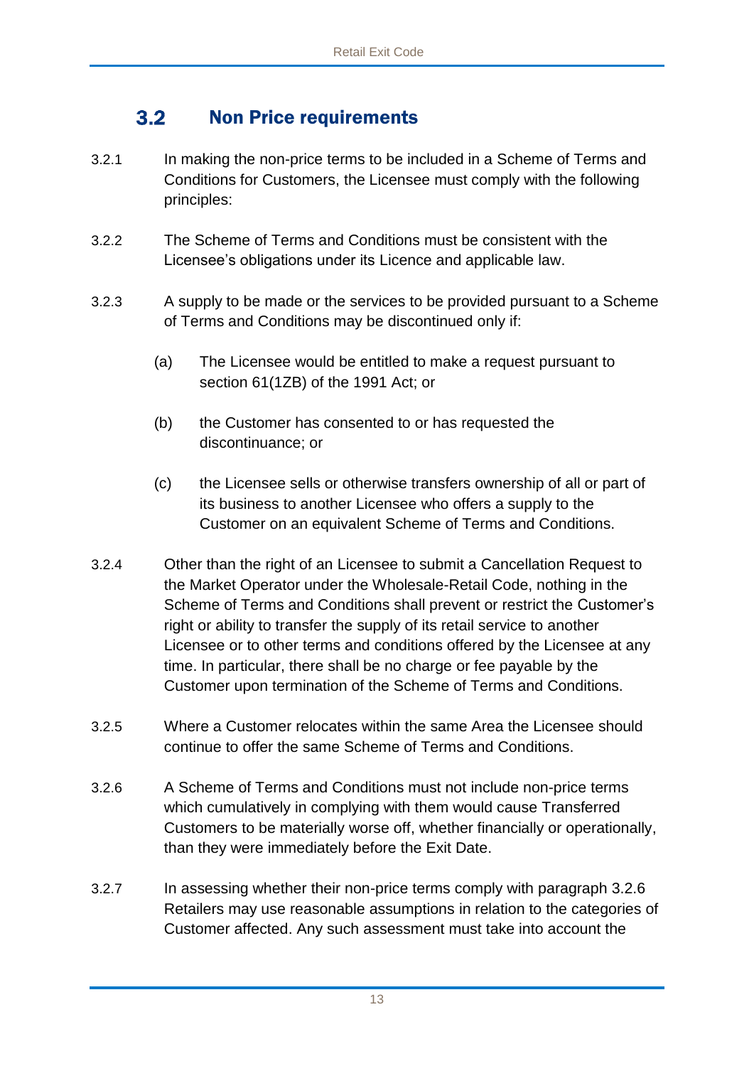## 3.2 Non Price requirements

3.2.1 In making the non-price terms to be included in a Scheme of Terms and Conditions for Customers, the Licensee must comply with the following principles:

3.2.2 The Scheme of Terms and Conditions must be consistent with the Licensee's obligations under its Licence and applicable law.

3.2.3 A supply to be made or the services to be provided pursuant to a Scheme of Terms and Conditions may be discontinued only if:

(a) The Licensee would be entitled to make a request pursuant to section 61(1ZB) of the 1991 Act; or

(b) the Customer has consented to or has requested the discontinuance; or

(c) the Licensee sells or otherwise transfers ownership of all or part of its business to another Licensee who offers a supply to the Customer on an equivalent Scheme of Terms and Conditions.

3.2.4 Other than the right of an Licensee to submit a Cancellation Request to the Market Operator under the Wholesale-Retail Code, nothing in the Scheme of Terms and Conditions shall prevent or restrict the Customer's right or ability to transfer the supply of its retail service to another Licensee or to other terms and conditions offered by the Licensee at any time. In particular, there shall be no charge or fee payable by the Customer upon termination of the Scheme of Terms and Conditions.

3.2.5 Where a Customer relocates within the same Area the Licensee should continue to offer the same Scheme of Terms and Conditions.

3.2.6 A Scheme of Terms and Conditions must not include non-price terms which cumulatively in complying with them would cause Transferred Customers to be materially worse off, whether financially or operationally, than they were immediately before the Exit Date.

3.2.7 In assessing whether their non-price terms comply with paragraph 3.2.6 Retailers may use reasonable assumptions in relation to the categories of Customer affected. Any such assessment must take into account the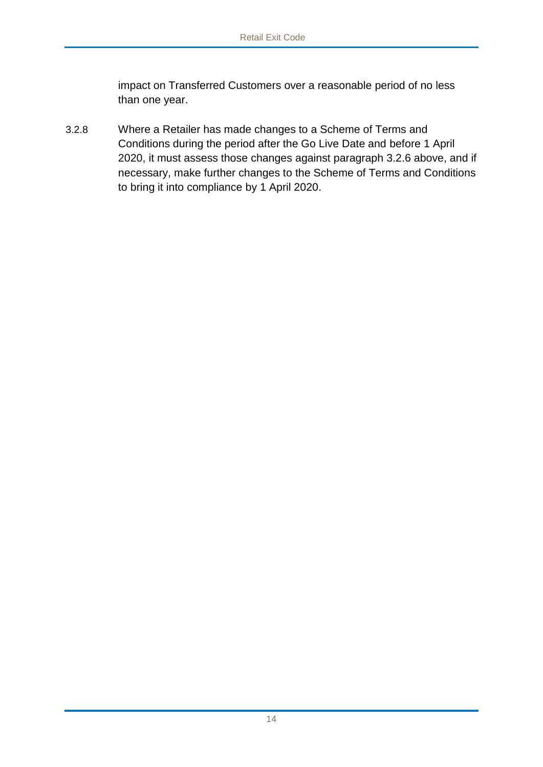impact on Transferred Customers over a reasonable period of no less than one year.

3.2.8 Where a Retailer has made changes to a Scheme of Terms and Conditions during the period after the Go Live Date and before 1 April 2020, it must assess those changes against paragraph 3.2.6 above, and if necessary, make further changes to the Scheme of Terms and Conditions to bring it into compliance by 1 April 2020.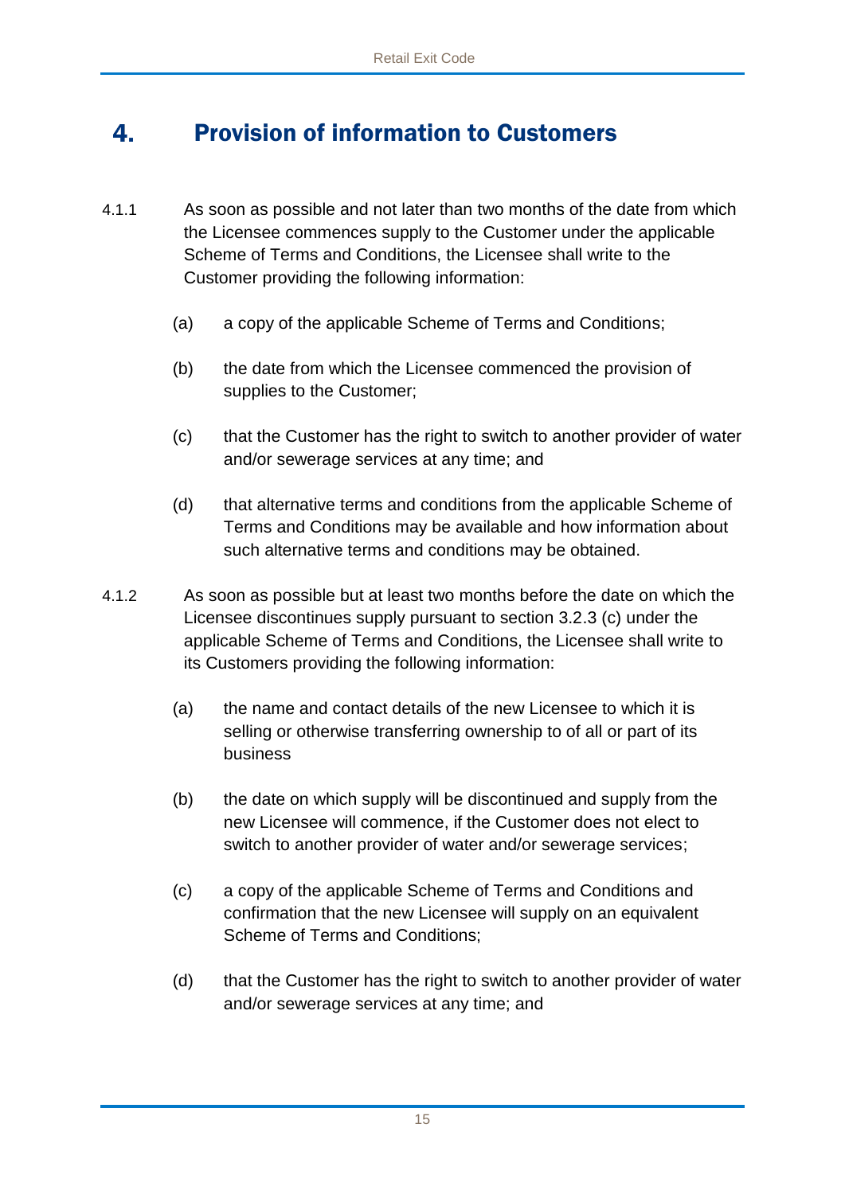# 4. Provision of information to Customers

4.1.1 As soon as possible and not later than two months of the date from which the Licensee commences supply to the Customer under the applicable Scheme of Terms and Conditions, the Licensee shall write to the Customer providing the following information:

(a) a copy of the applicable Scheme of Terms and Conditions;

(b) the date from which the Licensee commenced the provision of supplies to the Customer;

(c) that the Customer has the right to switch to another provider of water and/or sewerage services at any time; and

(d) that alternative terms and conditions from the applicable Scheme of Terms and Conditions may be available and how information about such alternative terms and conditions may be obtained.

4.1.2 As soon as possible but at least two months before the date on which the Licensee discontinues supply pursuant to section 3.2.3 (c) under the applicable Scheme of Terms and Conditions, the Licensee shall write to its Customers providing the following information:

(a) the name and contact details of the new Licensee to which it is selling or otherwise transferring ownership to of all or part of its business

(b) the date on which supply will be discontinued and supply from the new Licensee will commence, if the Customer does not elect to switch to another provider of water and/or sewerage services;

(c) a copy of the applicable Scheme of Terms and Conditions and confirmation that the new Licensee will supply on an equivalent Scheme of Terms and Conditions;

(d) that the Customer has the right to switch to another provider of water and/or sewerage services at any time; and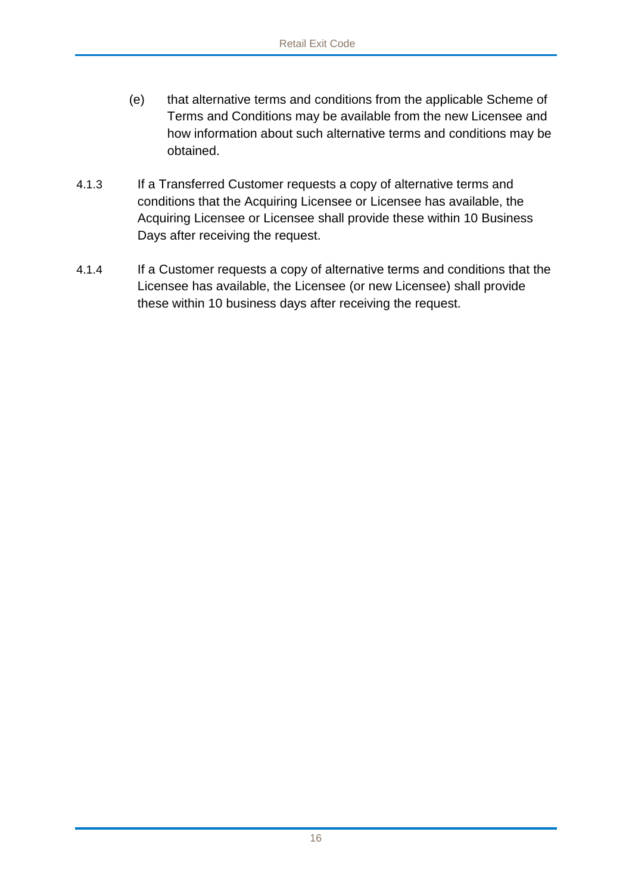(e) that alternative terms and conditions from the applicable Scheme of Terms and Conditions may be available from the new Licensee and how information about such alternative terms and conditions may be obtained.

4.1.3 If a Transferred Customer requests a copy of alternative terms and conditions that the Acquiring Licensee or Licensee has available, the Acquiring Licensee or Licensee shall provide these within 10 Business Days after receiving the request.

4.1.4 If a Customer requests a copy of alternative terms and conditions that the Licensee has available, the Licensee (or new Licensee) shall provide these within 10 business days after receiving the request.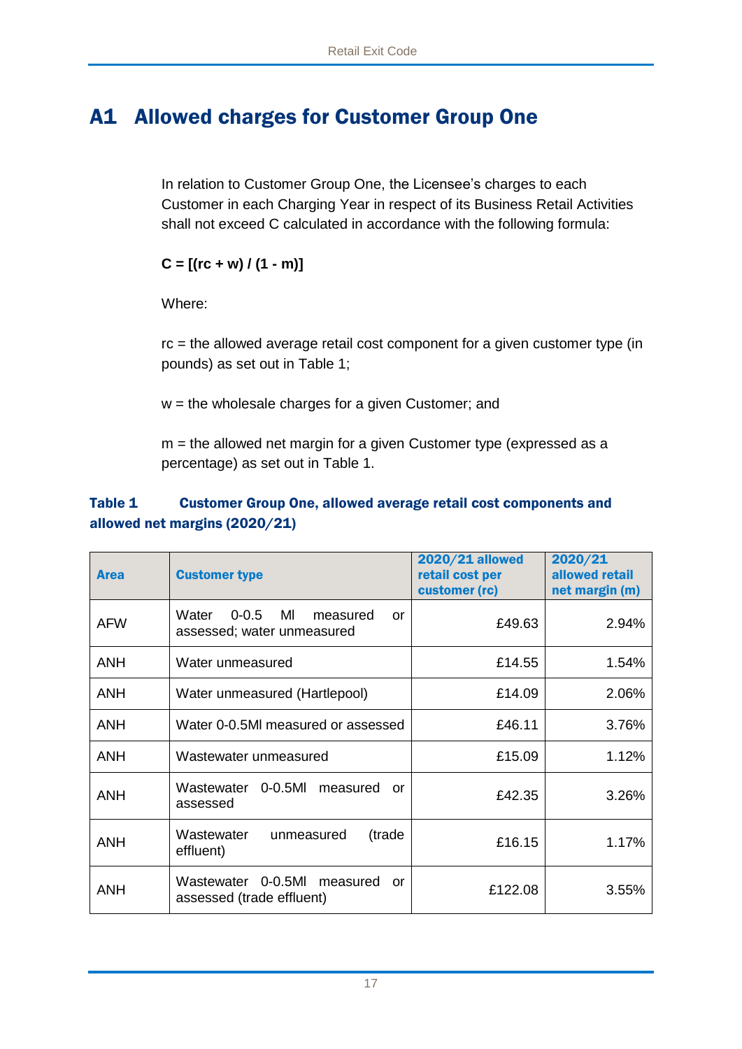# A1 Allowed charges for Customer Group One

In relation to Customer Group One, the Licensee's charges to each Customer in each Charging Year in respect of its Business Retail Activities shall not exceed C calculated in accordance with the following formula:

**C = [(rc + w) / (1 - m)]**

Where:

rc = the allowed average retail cost component for a given customer type (in pounds) as set out in Table 1;

w = the wholesale charges for a given Customer; and

m = the allowed net margin for a given Customer type (expressed as a percentage) as set out in Table 1.

**Table 1 Customer Group One, allowed average retail cost components and allowed net margins (2020/21)**

| Area | Customer type | 2020/21 allowed retail cost per customer (rc) | 2020/21 allowed retail net margin (m) |
|---|---|---|---|
| AFW | Water 0-0.5 Ml measured or assessed; water unmeasured | £49.63 | 2.94% |
| ANH | Water unmeasured | £14.55 | 1.54% |
| ANH | Water unmeasured (Hartlepool) | £14.09 | 2.06% |
| ANH | Water 0-0.5Ml measured or assessed | £46.11 | 3.76% |
| ANH | Wastewater unmeasured | £15.09 | 1.12% |
| ANH | Wastewater 0-0.5Ml measured or assessed | £42.35 | 3.26% |
| ANH | Wastewater unmeasured (trade effluent) | £16.15 | 1.17% |
| ANH | Wastewater 0-0.5Ml measured or assessed (trade effluent) | £122.08 | 3.55% |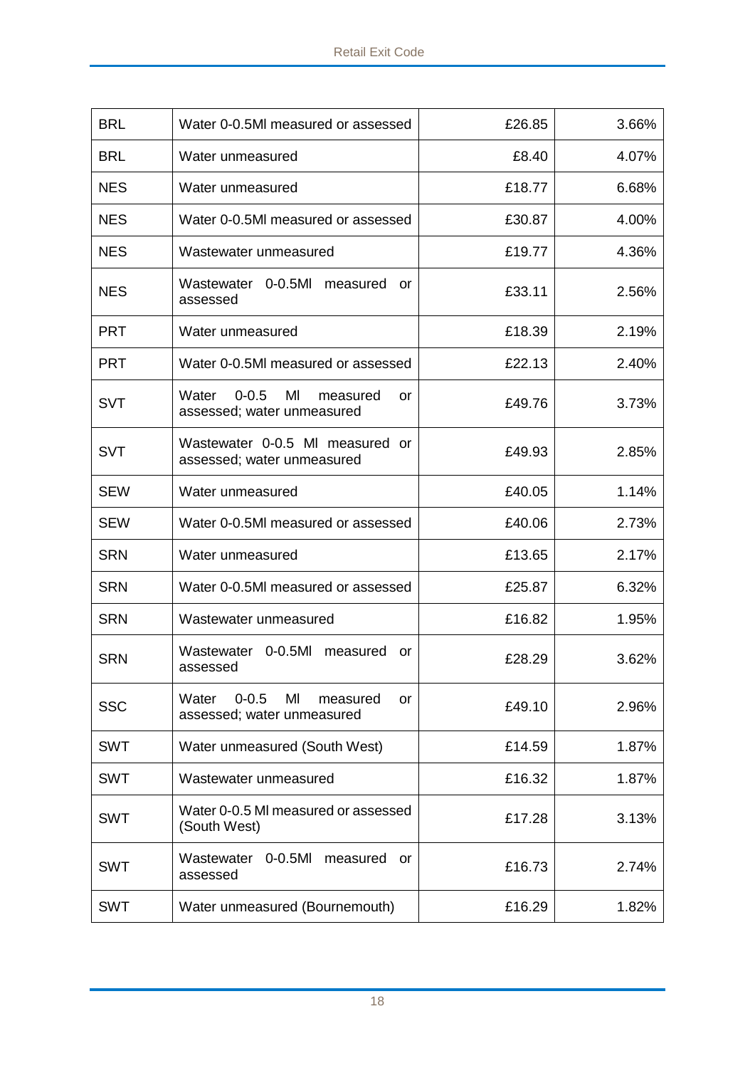| | | | |
|---|---|---|---|
| BRL | Water 0-0.5Ml measured or assessed | £26.85 | 3.66% |
| BRL | Water unmeasured | £8.40 | 4.07% |
| NES | Water unmeasured | £18.77 | 6.68% |
| NES | Water 0-0.5Ml measured or assessed | £30.87 | 4.00% |
| NES | Wastewater unmeasured | £19.77 | 4.36% |
| NES | Wastewater 0-0.5Ml measured or assessed | £33.11 | 2.56% |
| PRT | Water unmeasured | £18.39 | 2.19% |
| PRT | Water 0-0.5Ml measured or assessed | £22.13 | 2.40% |
| SVT | Water 0-0.5 Ml measured or assessed; water unmeasured | £49.76 | 3.73% |
| SVT | Wastewater 0-0.5 Ml measured or assessed; water unmeasured | £49.93 | 2.85% |
| SEW | Water unmeasured | £40.05 | 1.14% |
| SEW | Water 0-0.5Ml measured or assessed | £40.06 | 2.73% |
| SRN | Water unmeasured | £13.65 | 2.17% |
| SRN | Water 0-0.5Ml measured or assessed | £25.87 | 6.32% |
| SRN | Wastewater unmeasured | £16.82 | 1.95% |
| SRN | Wastewater 0-0.5Ml measured or assessed | £28.29 | 3.62% |
| SSC | Water 0-0.5 Ml measured or assessed; water unmeasured | £49.10 | 2.96% |
| SWT | Water unmeasured (South West) | £14.59 | 1.87% |
| SWT | Wastewater unmeasured | £16.32 | 1.87% |
| SWT | Water 0-0.5 Ml measured or assessed (South West) | £17.28 | 3.13% |
| SWT | Wastewater 0-0.5Ml measured or assessed | £16.73 | 2.74% |
| SWT | Water unmeasured (Bournemouth) | £16.29 | 1.82% |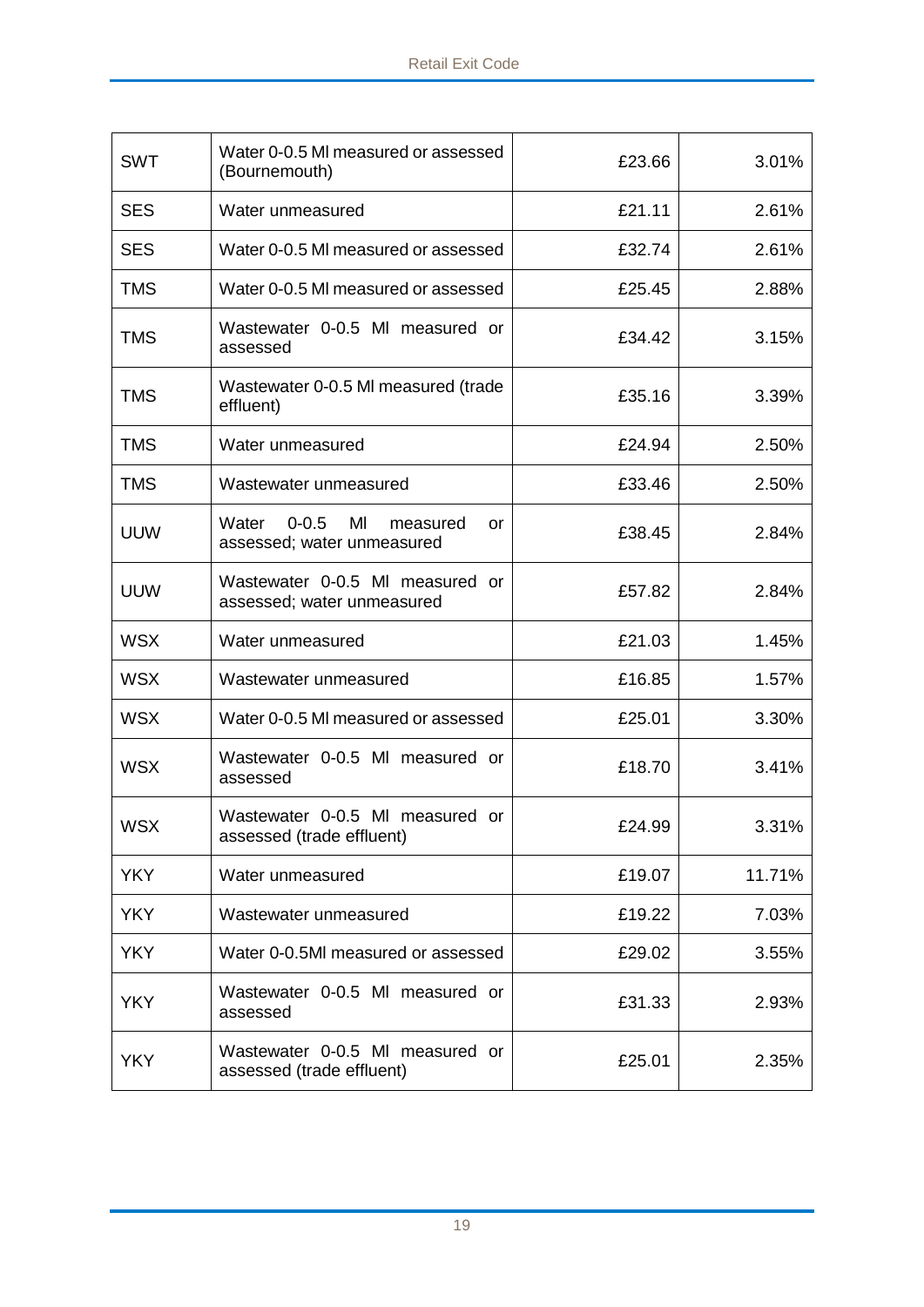| SWT | Water 0-0.5 Ml measured or assessed (Bournemouth) | £23.66 | 3.01% |
|---|---|---|---|
| SES | Water unmeasured | £21.11 | 2.61% |
| SES | Water 0-0.5 Ml measured or assessed | £32.74 | 2.61% |
| TMS | Water 0-0.5 Ml measured or assessed | £25.45 | 2.88% |
| TMS | Wastewater 0-0.5 Ml measured or assessed | £34.42 | 3.15% |
| TMS | Wastewater 0-0.5 Ml measured (trade effluent) | £35.16 | 3.39% |
| TMS | Water unmeasured | £24.94 | 2.50% |
| TMS | Wastewater unmeasured | £33.46 | 2.50% |
| UUW | Water 0-0.5 Ml measured or assessed; water unmeasured | £38.45 | 2.84% |
| UUW | Wastewater 0-0.5 Ml measured or assessed; water unmeasured | £57.82 | 2.84% |
| WSX | Water unmeasured | £21.03 | 1.45% |
| WSX | Wastewater unmeasured | £16.85 | 1.57% |
| WSX | Water 0-0.5 Ml measured or assessed | £25.01 | 3.30% |
| WSX | Wastewater 0-0.5 Ml measured or assessed | £18.70 | 3.41% |
| WSX | Wastewater 0-0.5 Ml measured or assessed (trade effluent) | £24.99 | 3.31% |
| YKY | Water unmeasured | £19.07 | 11.71% |
| YKY | Wastewater unmeasured | £19.22 | 7.03% |
| YKY | Water 0-0.5Ml measured or assessed | £29.02 | 3.55% |
| YKY | Wastewater 0-0.5 Ml measured or assessed | £31.33 | 2.93% |
| YKY | Wastewater 0-0.5 Ml measured or assessed (trade effluent) | £25.01 | 2.35% |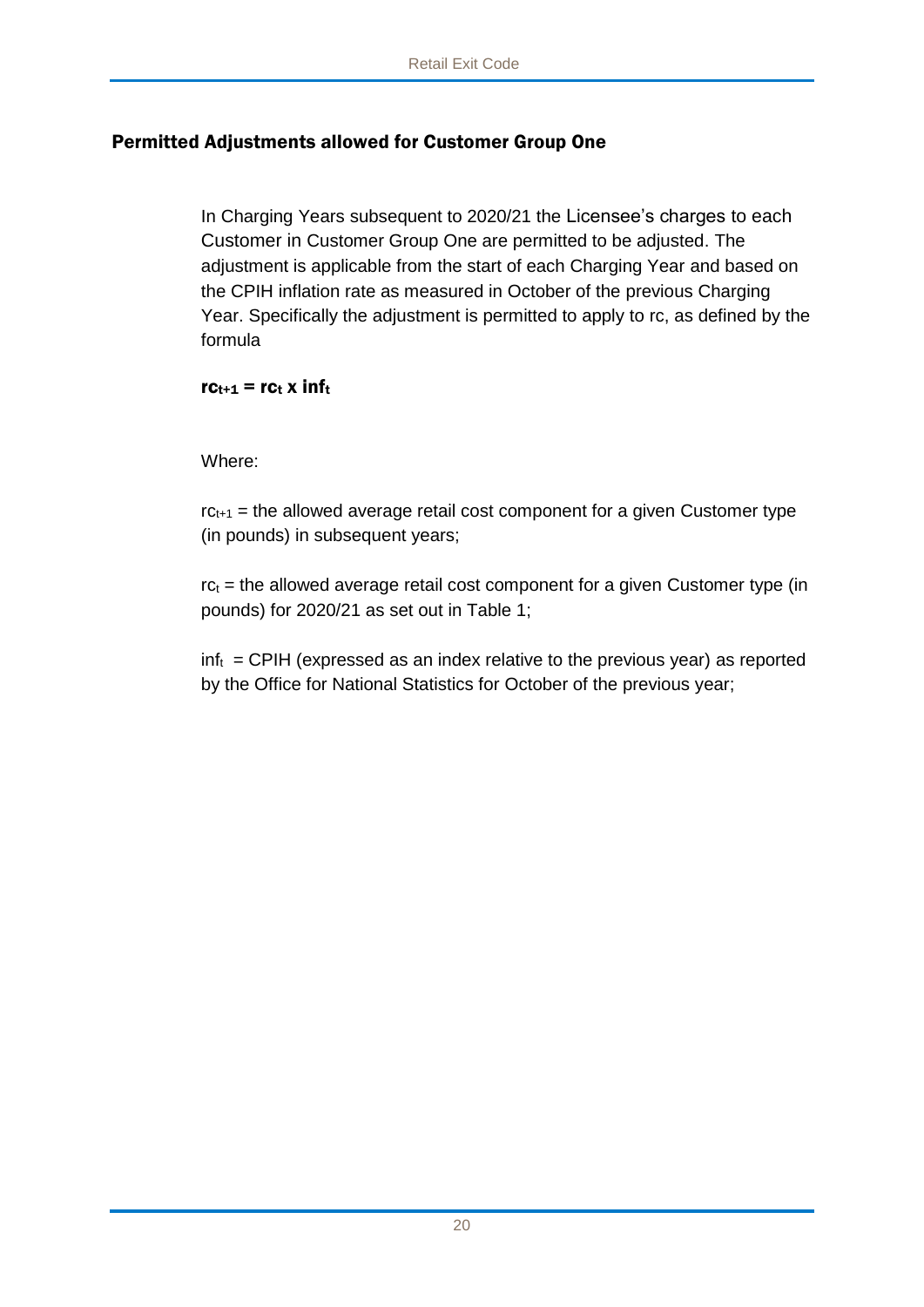## Permitted Adjustments allowed for Customer Group One

In Charging Years subsequent to 2020/21 the Licensee's charges to each Customer in Customer Group One are permitted to be adjusted. The adjustment is applicable from the start of each Charging Year and based on the CPIH inflation rate as measured in October of the previous Charging Year. Specifically the adjustment is permitted to apply to rc, as defined by the formula

$$\mathbf{rc_{t+1} = rc_t \times inf_t}$$

Where:

$rc_{t+1}$ = the allowed average retail cost component for a given Customer type (in pounds) in subsequent years;

$rc_t$ = the allowed average retail cost component for a given Customer type (in pounds) for 2020/21 as set out in Table 1;

$inf_t$ = CPIH (expressed as an index relative to the previous year) as reported by the Office for National Statistics for October of the previous year;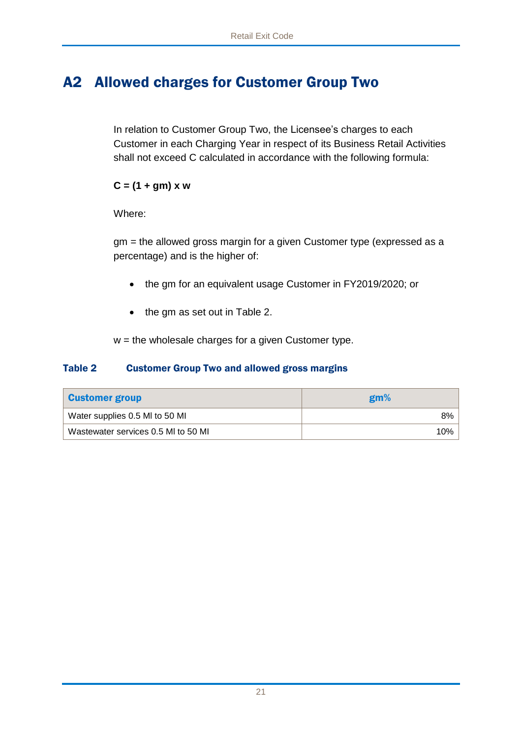## A2 Allowed charges for Customer Group Two

In relation to Customer Group Two, the Licensee's charges to each Customer in each Charging Year in respect of its Business Retail Activities shall not exceed C calculated in accordance with the following formula:

$$C = (1 + gm) \times w$$

Where:

gm = the allowed gross margin for a given Customer type (expressed as a percentage) and is the higher of:

- the gm for an equivalent usage Customer in FY2019/2020; or
- the gm as set out in Table 2.

w = the wholesale charges for a given Customer type.

**Table 2 Customer Group Two and allowed gross margins**

| Customer group | gm% |
|---|---:|
| Water supplies 0.5 Ml to 50 Ml | 8% |
| Wastewater services 0.5 Ml to 50 Ml | 10% |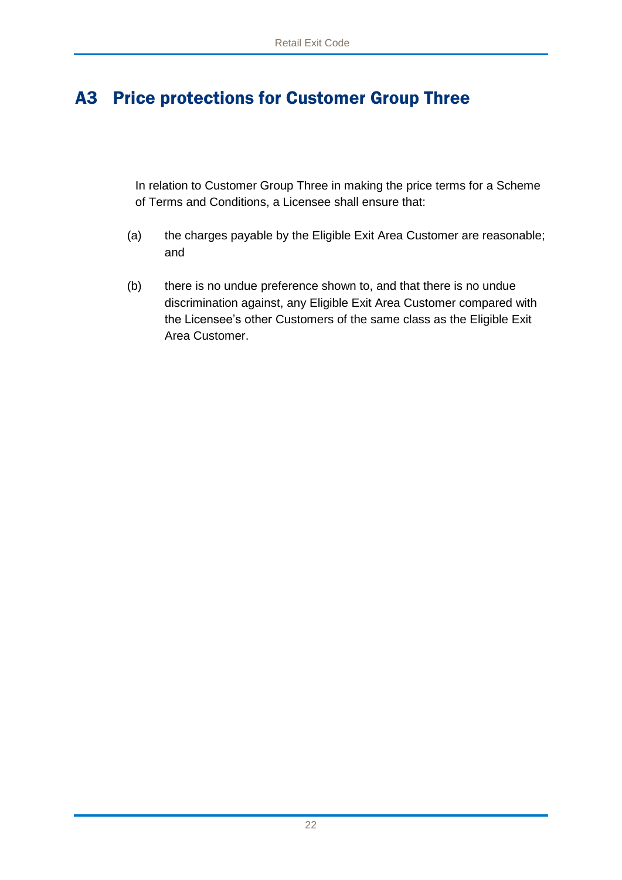# A3 Price protections for Customer Group Three

In relation to Customer Group Three in making the price terms for a Scheme of Terms and Conditions, a Licensee shall ensure that:

(a) the charges payable by the Eligible Exit Area Customer are reasonable; and

(b) there is no undue preference shown to, and that there is no undue discrimination against, any Eligible Exit Area Customer compared with the Licensee's other Customers of the same class as the Eligible Exit Area Customer.